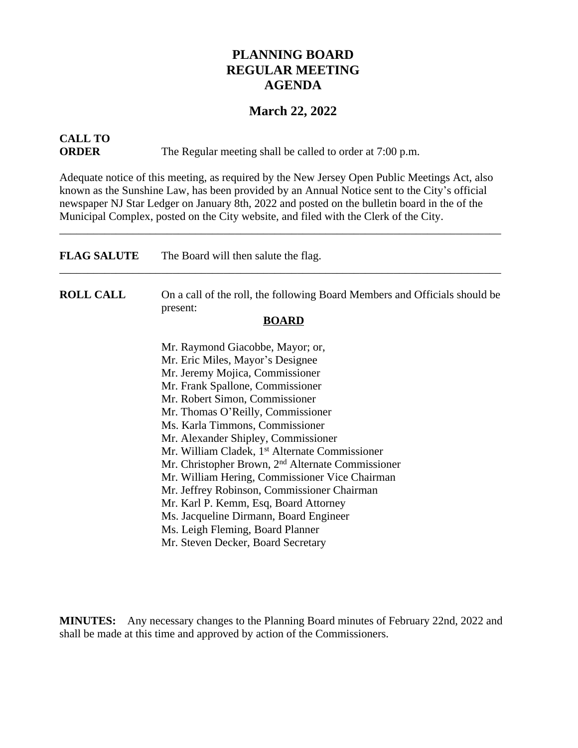# PLANNING BOARD
# REGULAR MEETING
# AGENDA

## March 22, 2022

**CALL TO ORDER** The Regular meeting shall be called to order at 7:00 p.m.

Adequate notice of this meeting, as required by the New Jersey Open Public Meetings Act, also known as the Sunshine Law, has been provided by an Annual Notice sent to the City's official newspaper NJ Star Ledger on January 8th, 2022 and posted on the bulletin board in the of the Municipal Complex, posted on the City website, and filed with the Clerk of the City.

---

**FLAG SALUTE** The Board will then salute the flag.

---

**ROLL CALL** On a call of the roll, the following Board Members and Officials should be present:

**BOARD**

Mr. Raymond Giacobbe, Mayor; or,
Mr. Eric Miles, Mayor's Designee
Mr. Jeremy Mojica, Commissioner
Mr. Frank Spallone, Commissioner
Mr. Robert Simon, Commissioner
Mr. Thomas O'Reilly, Commissioner
Ms. Karla Timmons, Commissioner
Mr. Alexander Shipley, Commissioner
Mr. William Cladek, 1st Alternate Commissioner
Mr. Christopher Brown, 2nd Alternate Commissioner
Mr. William Hering, Commissioner Vice Chairman
Mr. Jeffrey Robinson, Commissioner Chairman
Mr. Karl P. Kemm, Esq, Board Attorney
Ms. Jacqueline Dirmann, Board Engineer
Ms. Leigh Fleming, Board Planner
Mr. Steven Decker, Board Secretary

**MINUTES:** Any necessary changes to the Planning Board minutes of February 22nd, 2022 and shall be made at this time and approved by action of the Commissioners.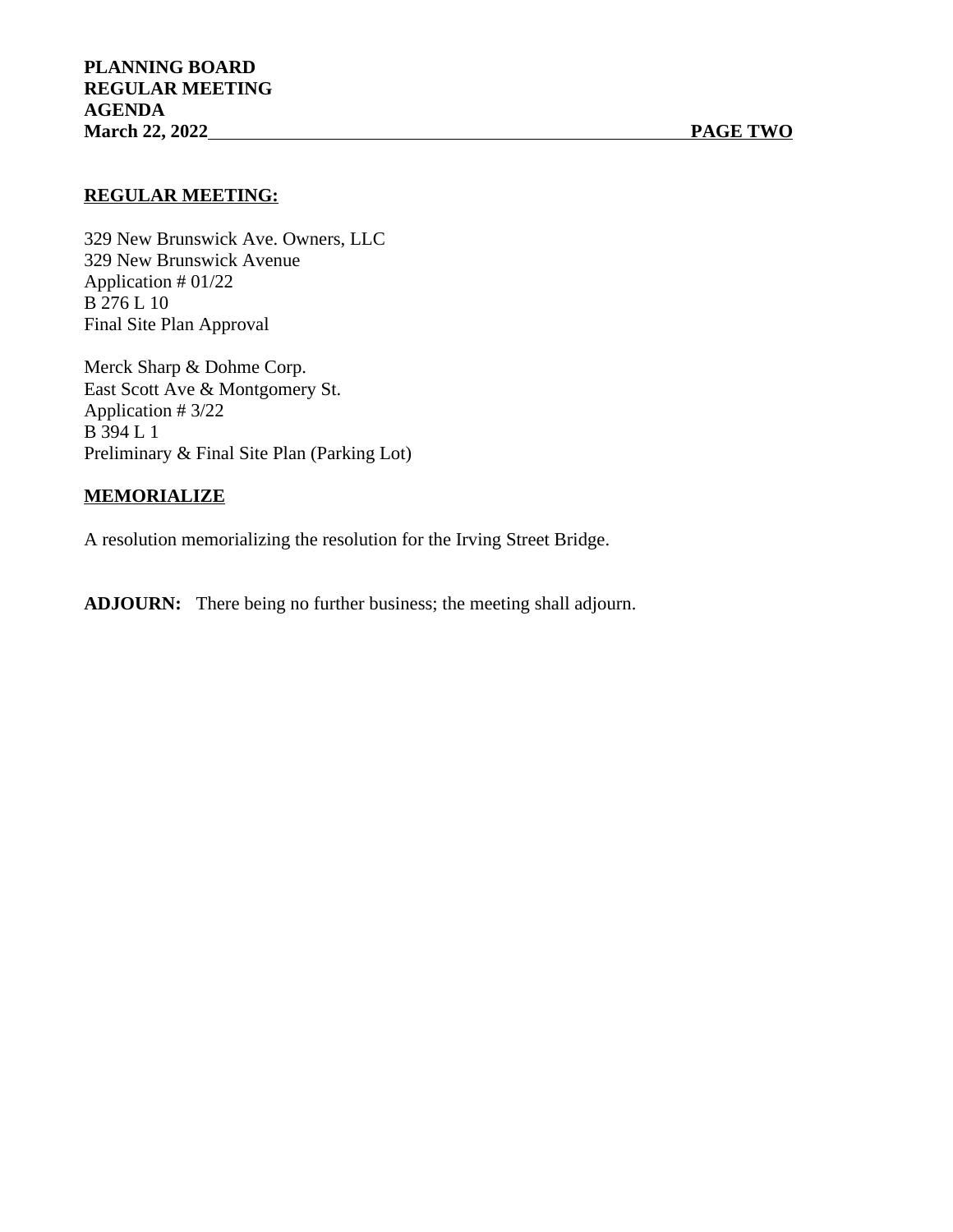## REGULAR MEETING:

329 New Brunswick Ave. Owners, LLC
329 New Brunswick Avenue
Application # 01/22
B 276 L 10
Final Site Plan Approval

Merck Sharp & Dohme Corp.
East Scott Ave & Montgomery St.
Application # 3/22
B 394 L 1
Preliminary & Final Site Plan (Parking Lot)

## MEMORIALIZE

A resolution memorializing the resolution for the Irving Street Bridge.

**ADJOURN:** There being no further business; the meeting shall adjourn.